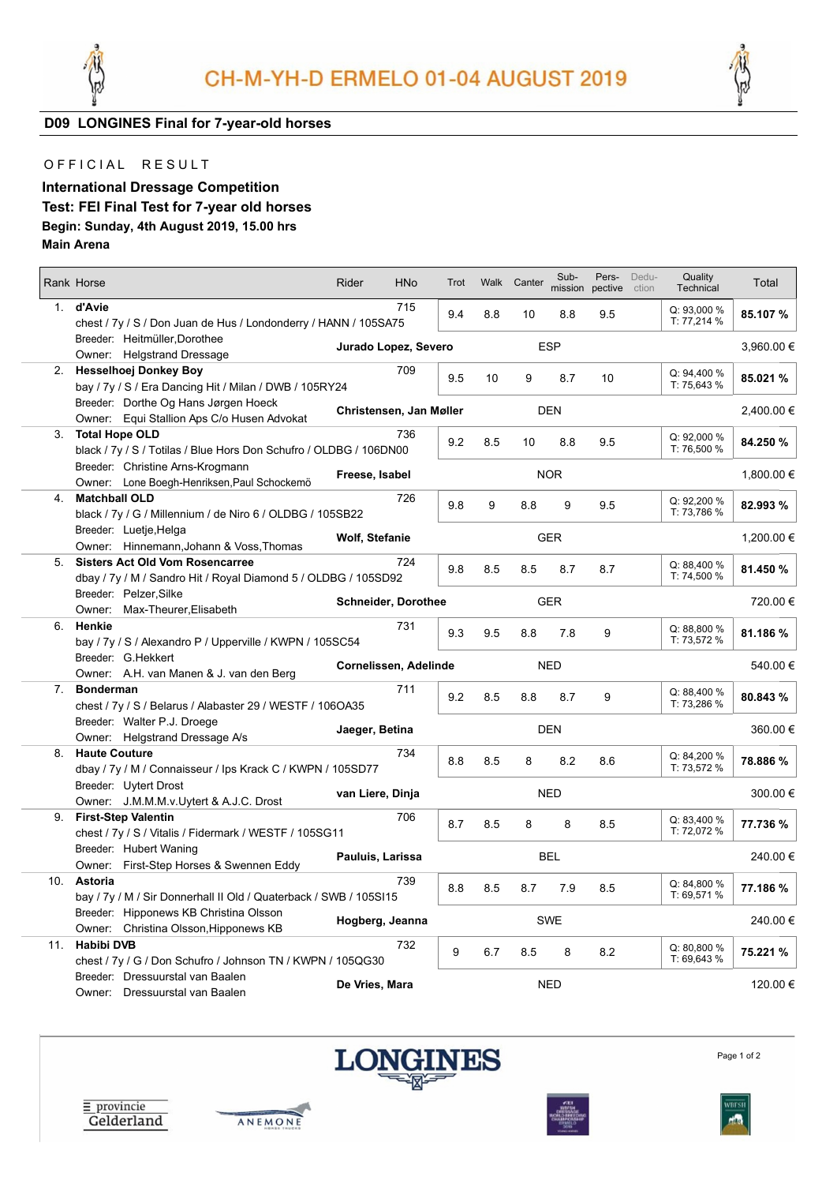# CH-M-YH-D ERMELO 01-04 AUGUST 2019

## D09 LONGINES Final for 7-year-old horses

OFFICIAL RESULT

**International Dressage Competition**
**Test: FEI Final Test for 7-year old horses**
**Begin: Sunday, 4th August 2019, 15.00 hrs**
**Main Arena**

| Rank | Horse | Rider | HNo | Trot | Walk | Canter | Sub-mission | Pers-pective | Dedu-ction | Quality Technical | Total |
|---|---|---|---|---|---|---|---|---|---|---|---|
| 1. | **d'Avie**<br>chest / 7y / S / Don Juan de Hus / Londonderry / HANN / 105SA75<br>Breeder: Heitmüller,Dorothee<br>Owner: Helgstrand Dressage | **Jurado Lopez, Severo**<br>ESP | 715 | 9.4 | 8.8 | 10 | 8.8 | 9.5 | | Q: 93,000 %<br>T: 77,214 % | **85.107 %**<br>3,960.00 € |
| 2. | **Hesselhoej Donkey Boy**<br>bay / 7y / S / Era Dancing Hit / Milan / DWB / 105RY24<br>Breeder: Dorthe Og Hans Jørgen Hoeck<br>Owner: Equi Stallion Aps C/o Husen Advokat | **Christensen, Jan Møller**<br>DEN | 709 | 9.5 | 10 | 9 | 8.7 | 10 | | Q: 94,400 %<br>T: 75,643 % | **85.021 %**<br>2,400.00 € |
| 3. | **Total Hope OLD**<br>black / 7y / S / Totilas / Blue Hors Don Schufro / OLDBG / 106DN00<br>Breeder: Christine Arns-Krogmann<br>Owner: Lone Boegh-Henriksen,Paul Schockemö | **Freese, Isabel**<br>NOR | 736 | 9.2 | 8.5 | 10 | 8.8 | 9.5 | | Q: 92,000 %<br>T: 76,500 % | **84.250 %**<br>1,800.00 € |
| 4. | **Matchball OLD**<br>black / 7y / G / Millennium / de Niro 6 / OLDBG / 105SB22<br>Breeder: Luetje,Helga<br>Owner: Hinnemann,Johann & Voss,Thomas | **Wolf, Stefanie**<br>GER | 726 | 9.8 | 9 | 8.8 | 9 | 9.5 | | Q: 92,200 %<br>T: 73,786 % | **82.993 %**<br>1,200.00 € |
| 5. | **Sisters Act Old Vom Rosencarree**<br>dbay / 7y / M / Sandro Hit / Royal Diamond 5 / OLDBG / 105SD92<br>Breeder: Pelzer,Silke<br>Owner: Max-Theurer,Elisabeth | **Schneider, Dorothee**<br>GER | 724 | 9.8 | 8.5 | 8.5 | 8.7 | 8.7 | | Q: 88,400 %<br>T: 74,500 % | **81.450 %**<br>720.00 € |
| 6. | **Henkie**<br>bay / 7y / S / Alexandro P / Upperville / KWPN / 105SC54<br>Breeder: G.Hekkert<br>Owner: A.H. van Manen & J. van den Berg | **Cornelissen, Adelinde**<br>NED | 731 | 9.3 | 9.5 | 8.8 | 7.8 | 9 | | Q: 88,800 %<br>T: 73,572 % | **81.186 %**<br>540.00 € |
| 7. | **Bonderman**<br>chest / 7y / S / Belarus / Alabaster 29 / WESTF / 106OA35<br>Breeder: Walter P.J. Droege<br>Owner: Helgstrand Dressage A/s | **Jaeger, Betina**<br>DEN | 711 | 9.2 | 8.5 | 8.8 | 8.7 | 9 | | Q: 88,400 %<br>T: 73,286 % | **80.843 %**<br>360.00 € |
| 8. | **Haute Couture**<br>dbay / 7y / M / Connaisseur / Ips Krack C / KWPN / 105SD77<br>Breeder: Uytert Drost<br>Owner: J.M.M.M.v.Uytert & A.J.C. Drost | **van Liere, Dinja**<br>NED | 734 | 8.8 | 8.5 | 8 | 8.2 | 8.6 | | Q: 84,200 %<br>T: 73,572 % | **78.886 %**<br>300.00 € |
| 9. | **First-Step Valentin**<br>chest / 7y / S / Vitalis / Fidermark / WESTF / 105SG11<br>Breeder: Hubert Waning<br>Owner: First-Step Horses & Swennen Eddy | **Pauluis, Larissa**<br>BEL | 706 | 8.7 | 8.5 | 8 | 8 | 8.5 | | Q: 83,400 %<br>T: 72,072 % | **77.736 %**<br>240.00 € |
| 10. | **Astoria**<br>bay / 7y / M / Sir Donnerhall II Old / Quaterback / SWB / 105SI15<br>Breeder: Hipponews KB Christina Olsson<br>Owner: Christina Olsson,Hipponews KB | **Hogberg, Jeanna**<br>SWE | 739 | 8.8 | 8.5 | 8.7 | 7.9 | 8.5 | | Q: 84,800 %<br>T: 69,571 % | **77.186 %**<br>240.00 € |
| 11. | **Habibi DVB**<br>chest / 7y / G / Don Schufro / Johnson TN / KWPN / 105QG30<br>Breeder: Dressuurstal van Baalen<br>Owner: Dressuurstal van Baalen | **De Vries, Mara**<br>NED | 732 | 9 | 6.7 | 8.5 | 8 | 8.2 | | Q: 80,800 %<br>T: 69,643 % | **75.221 %**<br>120.00 € |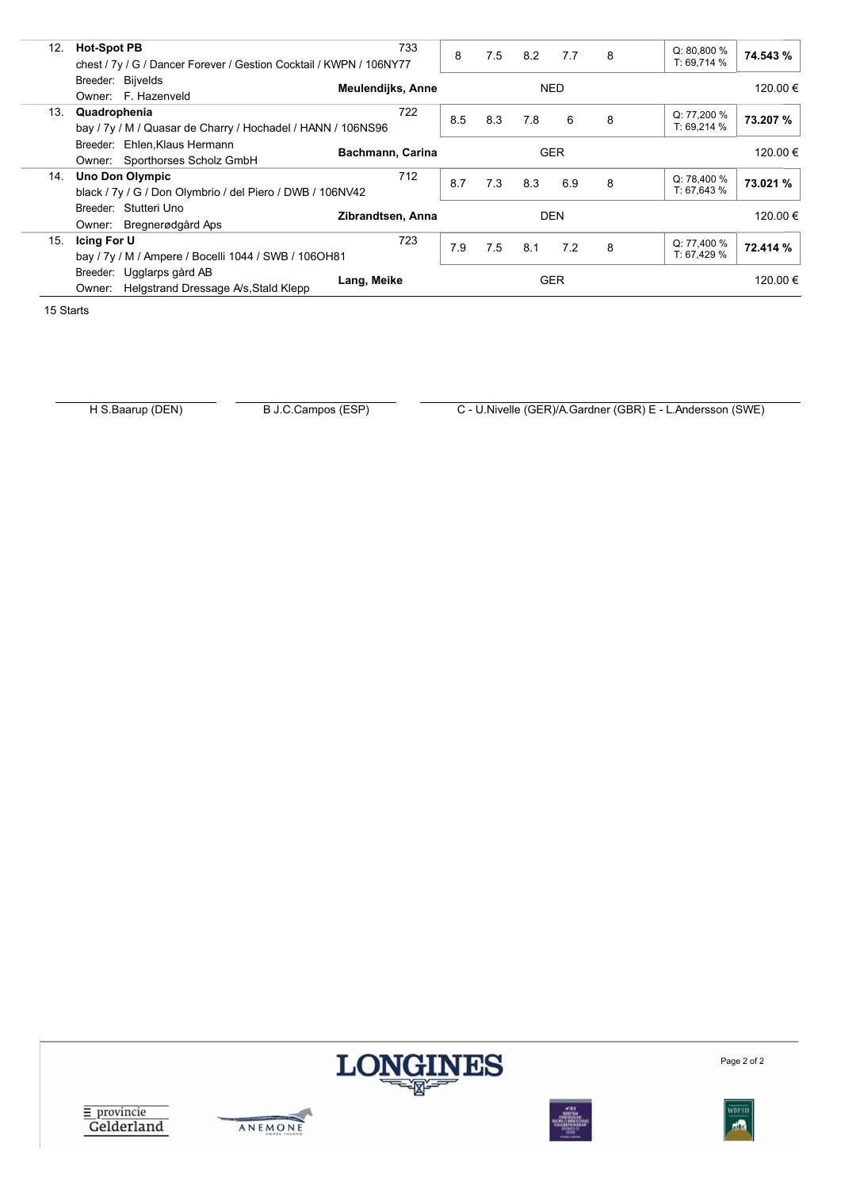| | | | | | | | | | | |
|---|---|---|---|---|---|---|---|---|---|---|
| 12. | **Hot-Spot PB** chest / 7y / G / Dancer Forever / Gestion Cocktail / KWPN / 106NY77 | 733 | 8 | 7.5 | 8.2 | 7.7 | 8 | Q: 80,800 % T: 69,714 % | **74.543 %** |
| | Breeder: Bijvelds Owner: F. Hazenveld | **Meulendijks, Anne** | | | | NED | | | 120.00 € |
| 13. | **Quadrophenia** bay / 7y / M / Quasar de Charry / Hochadel / HANN / 106NS96 | 722 | 8.5 | 8.3 | 7.8 | 6 | 8 | Q: 77,200 % T: 69,214 % | **73.207 %** |
| | Breeder: Ehlen,Klaus Hermann Owner: Sporthorses Scholz GmbH | **Bachmann, Carina** | | | | GER | | | 120.00 € |
| 14. | **Uno Don Olympic** black / 7y / G / Don Olymbrio / del Piero / DWB / 106NV42 | 712 | 8.7 | 7.3 | 8.3 | 6.9 | 8 | Q: 78,400 % T: 67,643 % | **73.021 %** |
| | Breeder: Stutteri Uno Owner: Bregnerødgård Aps | **Zibrandtsen, Anna** | | | | DEN | | | 120.00 € |
| 15. | **Icing For U** bay / 7y / M / Ampere / Bocelli 1044 / SWB / 106OH81 | 723 | 7.9 | 7.5 | 8.1 | 7.2 | 8 | Q: 77,400 % T: 67,429 % | **72.414 %** |
| | Breeder: Ugglarps gård AB Owner: Helgstrand Dressage A/s,Stald Klepp | **Lang, Meike** | | | | GER | | | 120.00 € |

15 Starts

H S.Baarup (DEN)    B J.C.Campos (ESP)    C - U.Nivelle (GER)/A.Gardner (GBR) E - L.Andersson (SWE)

LONGINES

provincie Gelderland

ANEMONE